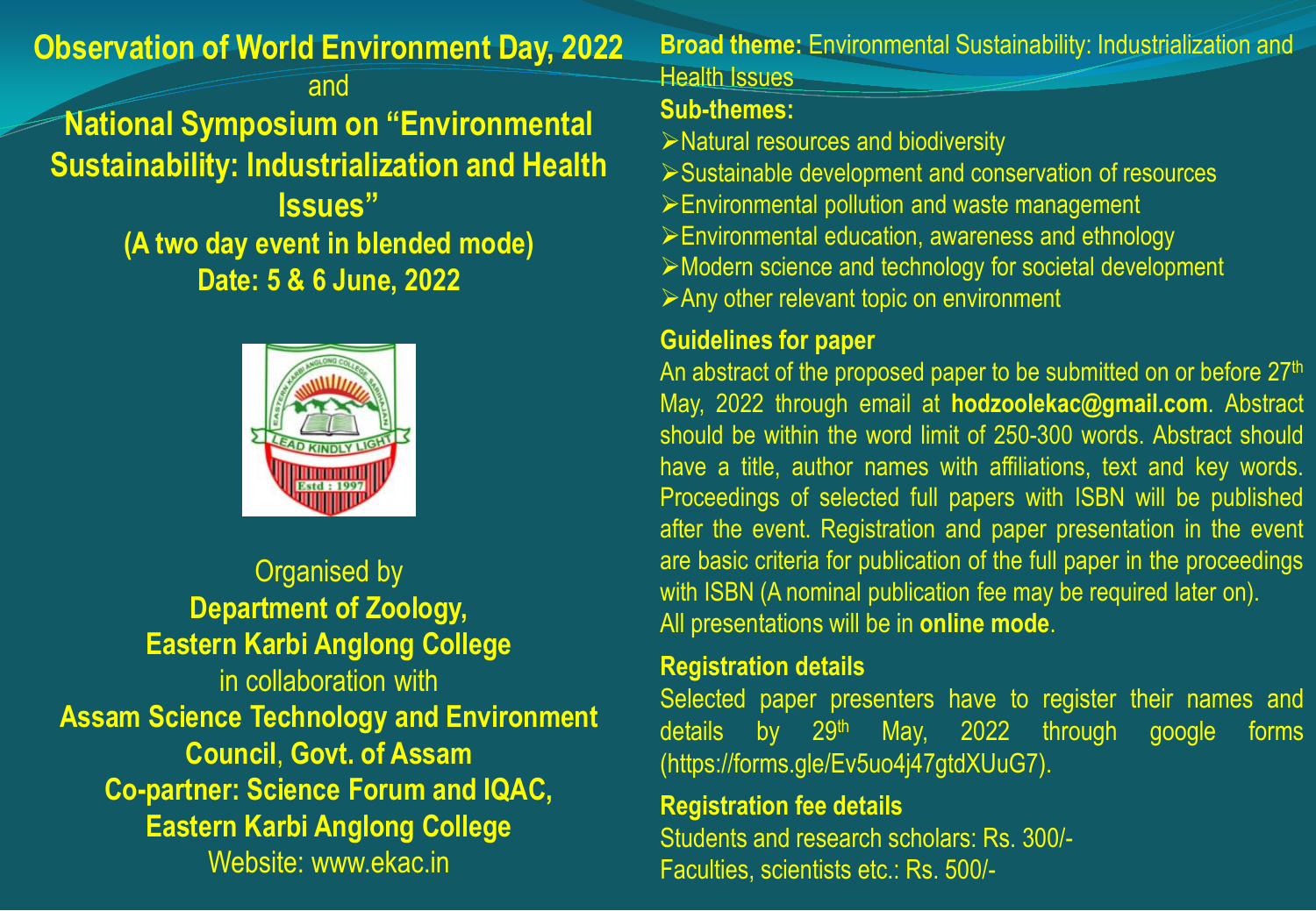# Observation of World Environment Day, 2022

and

# National Symposium on "Environmental Sustainability: Industrialization and Health Issues"

**(A two day event in blended mode)**

**Date: 5 & 6 June, 2022**

Organised by

**Department of Zoology, Eastern Karbi Anglong College**

in collaboration with

**Assam Science Technology and Environment Council, Govt. of Assam**

**Co-partner: Science Forum and IQAC, Eastern Karbi Anglong College**

Website: www.ekac.in

**Broad theme:** Environmental Sustainability: Industrialization and Health Issues

**Sub-themes:**

- Natural resources and biodiversity
- Sustainable development and conservation of resources
- Environmental pollution and waste management
- Environmental education, awareness and ethnology
- Modern science and technology for societal development
- Any other relevant topic on environment

## Guidelines for paper

An abstract of the proposed paper to be submitted on or before 27th May, 2022 through email at **hodzoolekac@gmail.com**. Abstract should be within the word limit of 250-300 words. Abstract should have a title, author names with affiliations, text and key words. Proceedings of selected full papers with ISBN will be published after the event. Registration and paper presentation in the event are basic criteria for publication of the full paper in the proceedings with ISBN (A nominal publication fee may be required later on). All presentations will be in **online mode**.

## Registration details

Selected paper presenters have to register their names and details by 29th May, 2022 through google forms (https://forms.gle/Ev5uo4j47gtdXUuG7).

## Registration fee details

Students and research scholars: Rs. 300/-

Faculties, scientists etc.: Rs. 500/-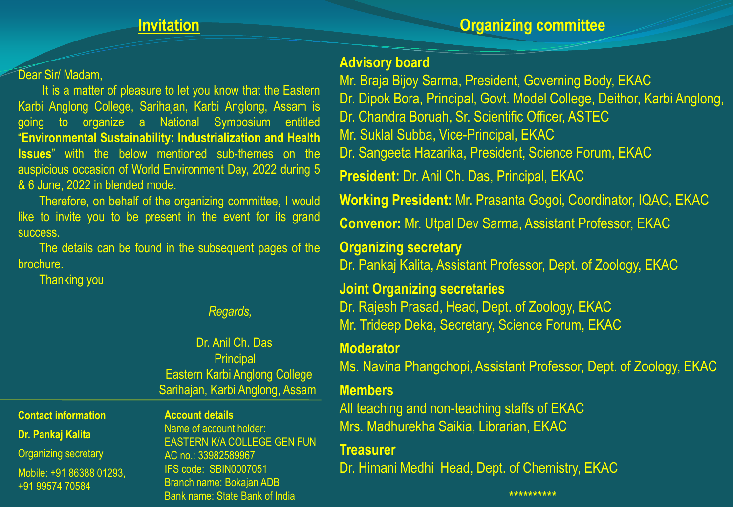## Invitation

Dear Sir/ Madam,

It is a matter of pleasure to let you know that the Eastern Karbi Anglong College, Sarihajan, Karbi Anglong, Assam is going to organize a National Symposium entitled "**Environmental Sustainability: Industrialization and Health Issues**" with the below mentioned sub-themes on the auspicious occasion of World Environment Day, 2022 during 5 & 6 June, 2022 in blended mode.

Therefore, on behalf of the organizing committee, I would like to invite you to be present in the event for its grand success.

The details can be found in the subsequent pages of the brochure.

Thanking you

*Regards,*

Dr. Anil Ch. Das
Principal
Eastern Karbi Anglong College
Sarihajan, Karbi Anglong, Assam

**Contact information**

**Dr. Pankaj Kalita**

Organizing secretary

Mobile: +91 86388 01293, +91 99574 70584

**Account details**

Name of account holder: EASTERN K/A COLLEGE GEN FUN
AC no.: 33982589967
IFS code: SBIN0007051
Branch name: Bokajan ADB
Bank name: State Bank of India

## Organizing committee

**Advisory board**

Mr. Braja Bijoy Sarma, President, Governing Body, EKAC
Dr. Dipok Bora, Principal, Govt. Model College, Deithor, Karbi Anglong,
Dr. Chandra Boruah, Sr. Scientific Officer, ASTEC
Mr. Suklal Subba, Vice-Principal, EKAC
Dr. Sangeeta Hazarika, President, Science Forum, EKAC

**President:** Dr. Anil Ch. Das, Principal, EKAC

**Working President:** Mr. Prasanta Gogoi, Coordinator, IQAC, EKAC

**Convenor:** Mr. Utpal Dev Sarma, Assistant Professor, EKAC

**Organizing secretary**

Dr. Pankaj Kalita, Assistant Professor, Dept. of Zoology, EKAC

**Joint Organizing secretaries**

Dr. Rajesh Prasad, Head, Dept. of Zoology, EKAC
Mr. Trideep Deka, Secretary, Science Forum, EKAC

**Moderator**

Ms. Navina Phangchopi, Assistant Professor, Dept. of Zoology, EKAC

**Members**

All teaching and non-teaching staffs of EKAC
Mrs. Madhurekha Saikia, Librarian, EKAC

**Treasurer**

Dr. Himani Medhi Head, Dept. of Chemistry, EKAC

**********